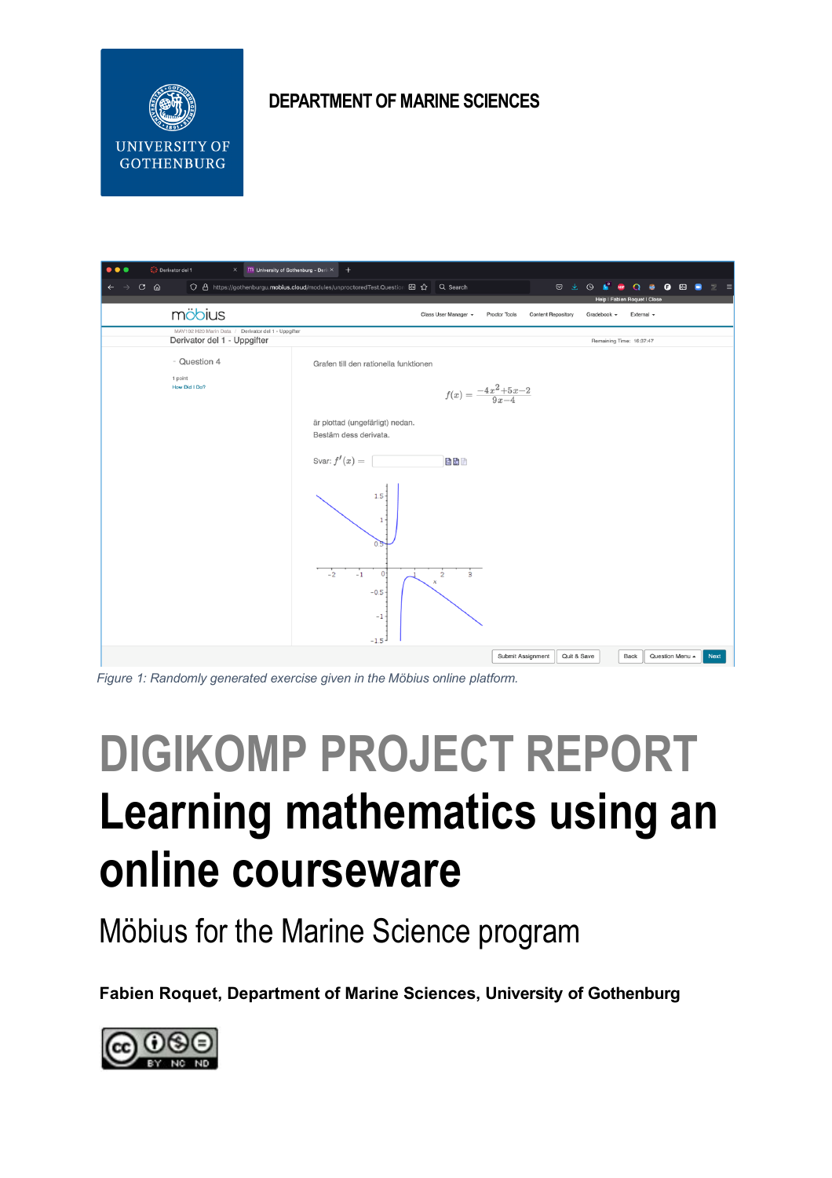UNIVERSITY OF GOTHENBURG

**DEPARTMENT OF MARINE SCIENCES**

*Figure 1: Randomly generated exercise given in the Möbius online platform.*

# DIGIKOMP PROJECT REPORT

# Learning mathematics using an online courseware

## Möbius for the Marine Science program

**Fabien Roquet, Department of Marine Sciences, University of Gothenburg**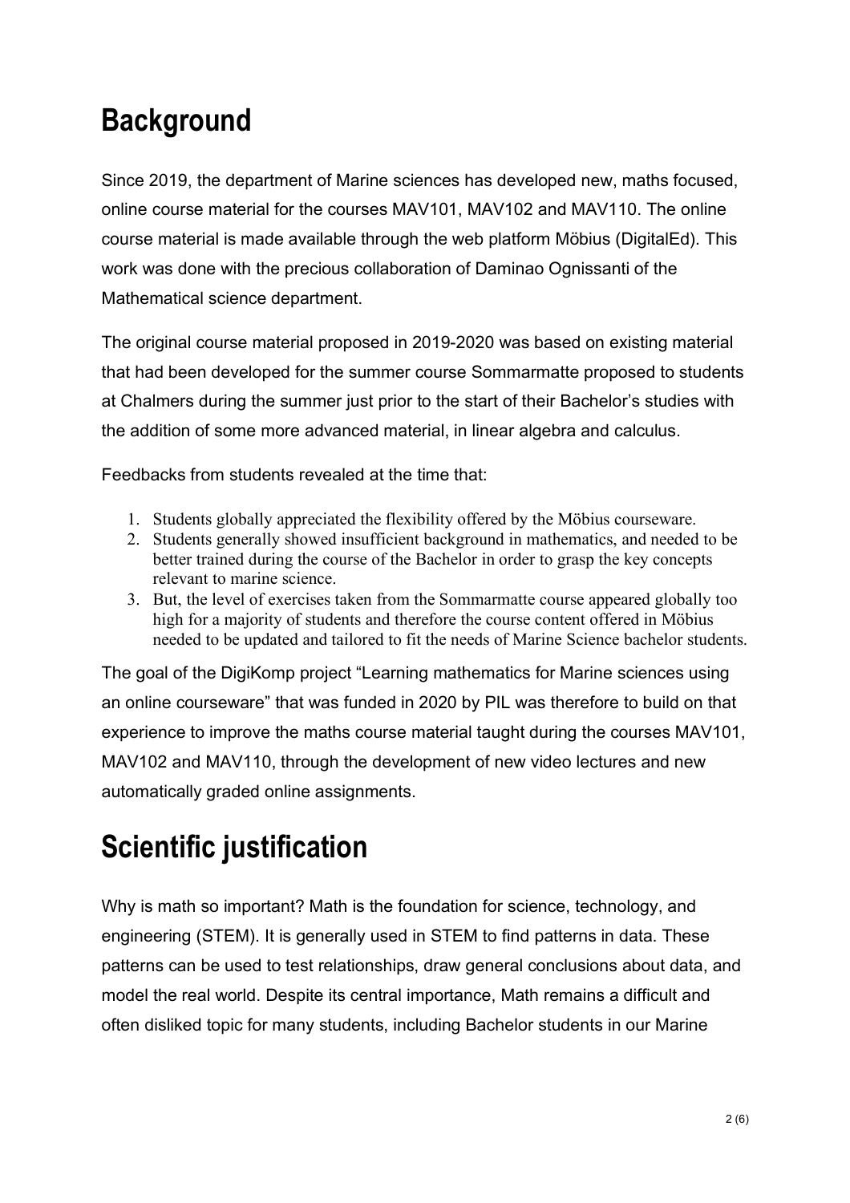# Background

Since 2019, the department of Marine sciences has developed new, maths focused, online course material for the courses MAV101, MAV102 and MAV110. The online course material is made available through the web platform Möbius (DigitalEd). This work was done with the precious collaboration of Daminao Ognissanti of the Mathematical science department.

The original course material proposed in 2019-2020 was based on existing material that had been developed for the summer course Sommarmatte proposed to students at Chalmers during the summer just prior to the start of their Bachelor's studies with the addition of some more advanced material, in linear algebra and calculus.

Feedbacks from students revealed at the time that:

1. Students globally appreciated the flexibility offered by the Möbius courseware.
2. Students generally showed insufficient background in mathematics, and needed to be better trained during the course of the Bachelor in order to grasp the key concepts relevant to marine science.
3. But, the level of exercises taken from the Sommarmatte course appeared globally too high for a majority of students and therefore the course content offered in Möbius needed to be updated and tailored to fit the needs of Marine Science bachelor students.

The goal of the DigiKomp project "Learning mathematics for Marine sciences using an online courseware" that was funded in 2020 by PIL was therefore to build on that experience to improve the maths course material taught during the courses MAV101, MAV102 and MAV110, through the development of new video lectures and new automatically graded online assignments.

# Scientific justification

Why is math so important? Math is the foundation for science, technology, and engineering (STEM). It is generally used in STEM to find patterns in data. These patterns can be used to test relationships, draw general conclusions about data, and model the real world. Despite its central importance, Math remains a difficult and often disliked topic for many students, including Bachelor students in our Marine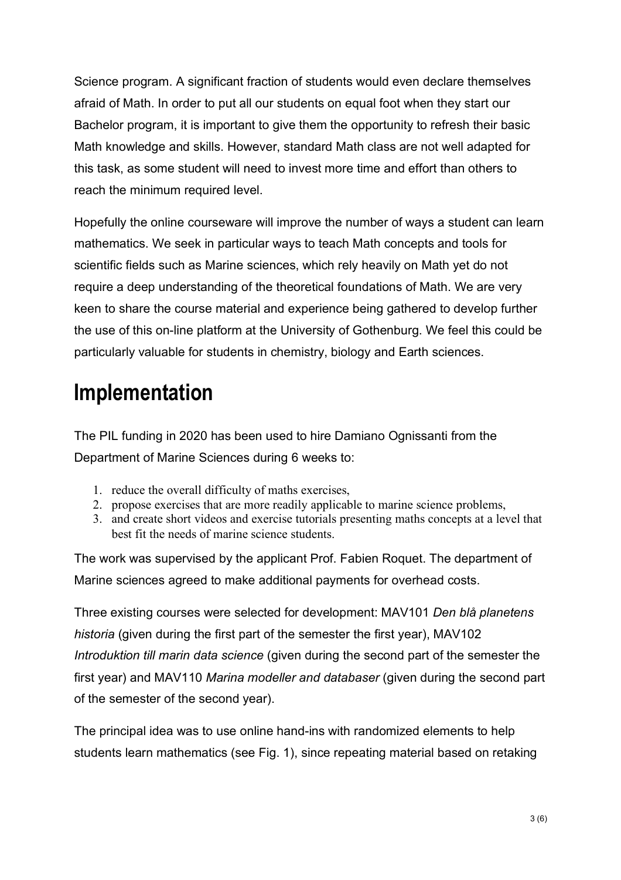Science program. A significant fraction of students would even declare themselves afraid of Math. In order to put all our students on equal foot when they start our Bachelor program, it is important to give them the opportunity to refresh their basic Math knowledge and skills. However, standard Math class are not well adapted for this task, as some student will need to invest more time and effort than others to reach the minimum required level.

Hopefully the online courseware will improve the number of ways a student can learn mathematics. We seek in particular ways to teach Math concepts and tools for scientific fields such as Marine sciences, which rely heavily on Math yet do not require a deep understanding of the theoretical foundations of Math. We are very keen to share the course material and experience being gathered to develop further the use of this on-line platform at the University of Gothenburg. We feel this could be particularly valuable for students in chemistry, biology and Earth sciences.

# Implementation

The PIL funding in 2020 has been used to hire Damiano Ognissanti from the Department of Marine Sciences during 6 weeks to:

1. reduce the overall difficulty of maths exercises,
2. propose exercises that are more readily applicable to marine science problems,
3. and create short videos and exercise tutorials presenting maths concepts at a level that best fit the needs of marine science students.

The work was supervised by the applicant Prof. Fabien Roquet. The department of Marine sciences agreed to make additional payments for overhead costs.

Three existing courses were selected for development: MAV101 *Den blå planetens historia* (given during the first part of the semester the first year), MAV102 *Introduktion till marin data science* (given during the second part of the semester the first year) and MAV110 *Marina modeller and databaser* (given during the second part of the semester of the second year).

The principal idea was to use online hand-ins with randomized elements to help students learn mathematics (see Fig. 1), since repeating material based on retaking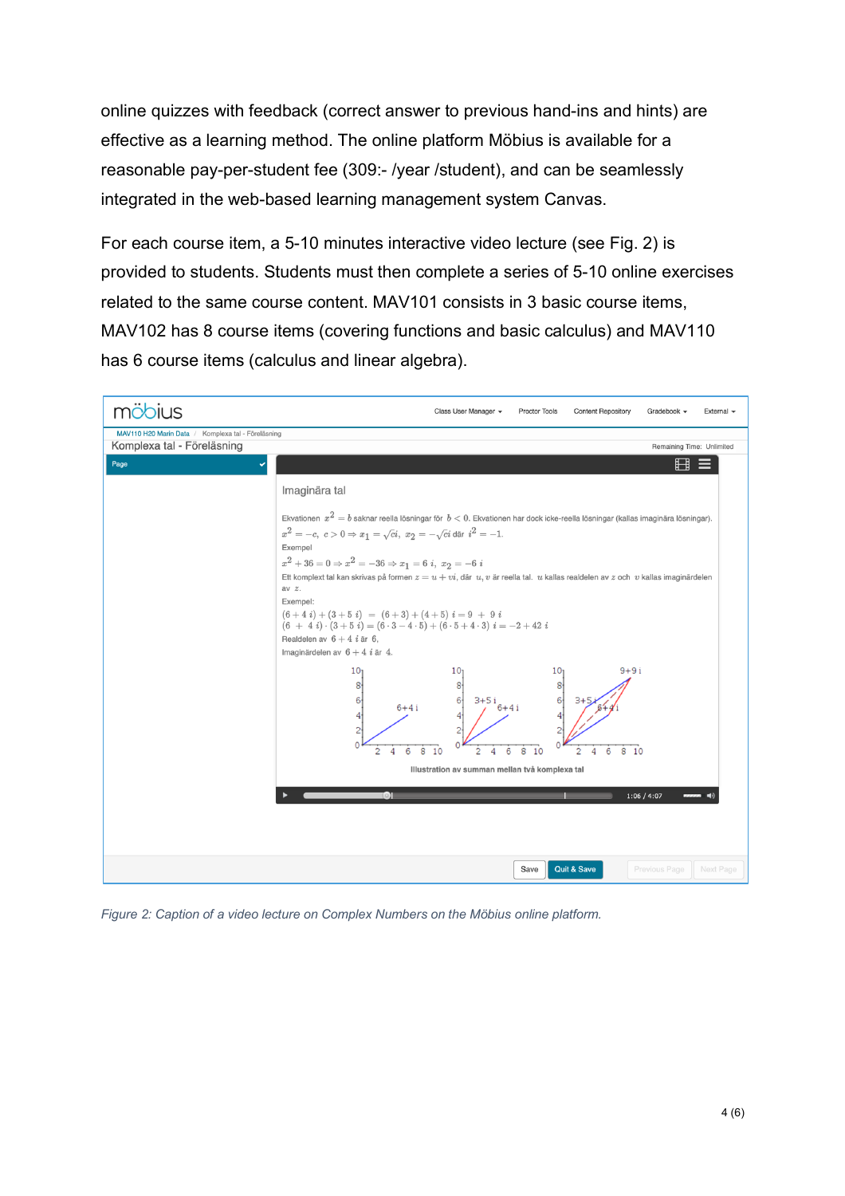online quizzes with feedback (correct answer to previous hand-ins and hints) are effective as a learning method. The online platform Möbius is available for a reasonable pay-per-student fee (309:- /year /student), and can be seamlessly integrated in the web-based learning management system Canvas.

For each course item, a 5-10 minutes interactive video lecture (see Fig. 2) is provided to students. Students must then complete a series of 5-10 online exercises related to the same course content. MAV101 consists in 3 basic course items, MAV102 has 8 course items (covering functions and basic calculus) and MAV110 has 6 course items (calculus and linear algebra).

*Figure 2: Caption of a video lecture on Complex Numbers on the Möbius online platform.*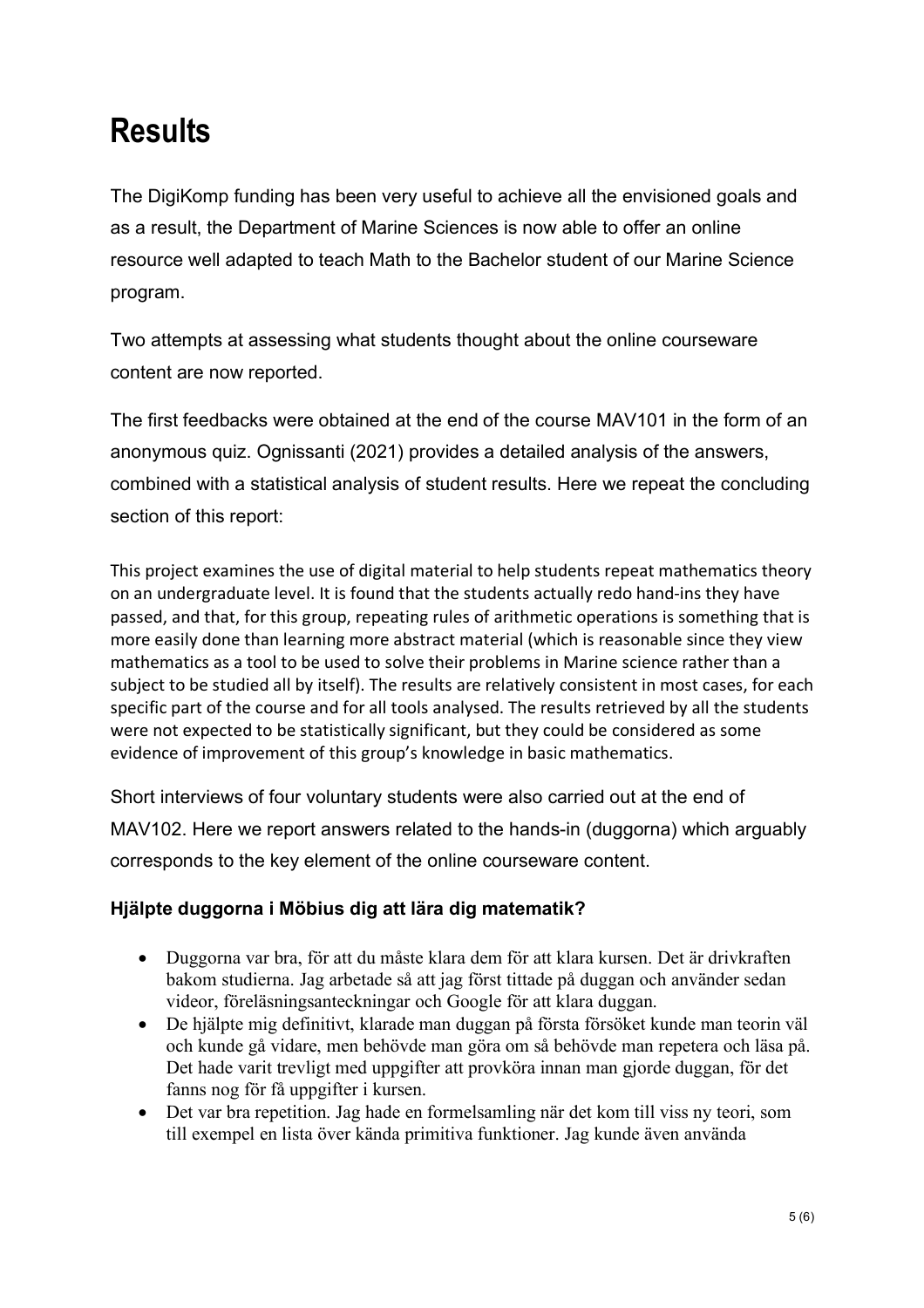# Results

The DigiKomp funding has been very useful to achieve all the envisioned goals and as a result, the Department of Marine Sciences is now able to offer an online resource well adapted to teach Math to the Bachelor student of our Marine Science program.

Two attempts at assessing what students thought about the online courseware content are now reported.

The first feedbacks were obtained at the end of the course MAV101 in the form of an anonymous quiz. Ognissanti (2021) provides a detailed analysis of the answers, combined with a statistical analysis of student results. Here we repeat the concluding section of this report:

This project examines the use of digital material to help students repeat mathematics theory on an undergraduate level. It is found that the students actually redo hand-ins they have passed, and that, for this group, repeating rules of arithmetic operations is something that is more easily done than learning more abstract material (which is reasonable since they view mathematics as a tool to be used to solve their problems in Marine science rather than a subject to be studied all by itself). The results are relatively consistent in most cases, for each specific part of the course and for all tools analysed. The results retrieved by all the students were not expected to be statistically significant, but they could be considered as some evidence of improvement of this group's knowledge in basic mathematics.

Short interviews of four voluntary students were also carried out at the end of MAV102. Here we report answers related to the hands-in (duggorna) which arguably corresponds to the key element of the online courseware content.

### Hjälpte duggorna i Möbius dig att lära dig matematik?

- Duggorna var bra, för att du måste klara dem för att klara kursen. Det är drivkraften bakom studierna. Jag arbetade så att jag först tittade på duggan och använder sedan videor, föreläsningsanteckningar och Google för att klara duggan.
- De hjälpte mig definitivt, klarade man duggan på första försöket kunde man teorin väl och kunde gå vidare, men behövde man göra om så behövde man repetera och läsa på. Det hade varit trevligt med uppgifter att provköra innan man gjorde duggan, för det fanns nog för få uppgifter i kursen.
- Det var bra repetition. Jag hade en formelsamling när det kom till viss ny teori, som till exempel en lista över kända primitiva funktioner. Jag kunde även använda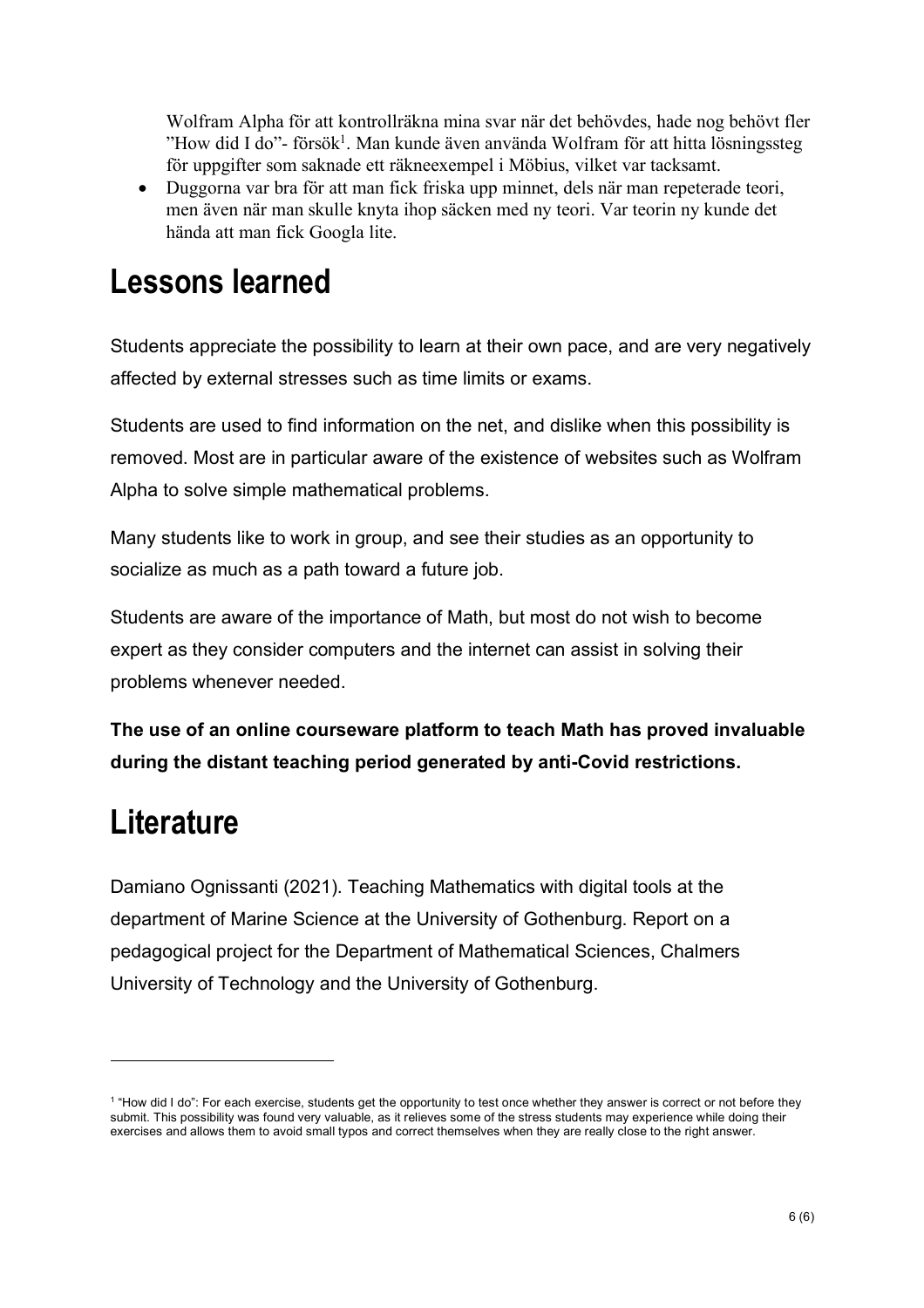Wolfram Alpha för att kontrollräkna mina svar när det behövdes, hade nog behövt fler "How did I do"- försök[1]. Man kunde även använda Wolfram för att hitta lösningssteg för uppgifter som saknade ett räkneexempel i Möbius, vilket var tacksamt.

- Duggorna var bra för att man fick friska upp minnet, dels när man repeterade teori, men även när man skulle knyta ihop säcken med ny teori. Var teorin ny kunde det hända att man fick Googla lite.

# Lessons learned

Students appreciate the possibility to learn at their own pace, and are very negatively affected by external stresses such as time limits or exams.

Students are used to find information on the net, and dislike when this possibility is removed. Most are in particular aware of the existence of websites such as Wolfram Alpha to solve simple mathematical problems.

Many students like to work in group, and see their studies as an opportunity to socialize as much as a path toward a future job.

Students are aware of the importance of Math, but most do not wish to become expert as they consider computers and the internet can assist in solving their problems whenever needed.

**The use of an online courseware platform to teach Math has proved invaluable during the distant teaching period generated by anti-Covid restrictions.**

# Literature

Damiano Ognissanti (2021). Teaching Mathematics with digital tools at the department of Marine Science at the University of Gothenburg. Report on a pedagogical project for the Department of Mathematical Sciences, Chalmers University of Technology and the University of Gothenburg.

[1] "How did I do": For each exercise, students get the opportunity to test once whether they answer is correct or not before they submit. This possibility was found very valuable, as it relieves some of the stress students may experience while doing their exercises and allows them to avoid small typos and correct themselves when they are really close to the right answer.